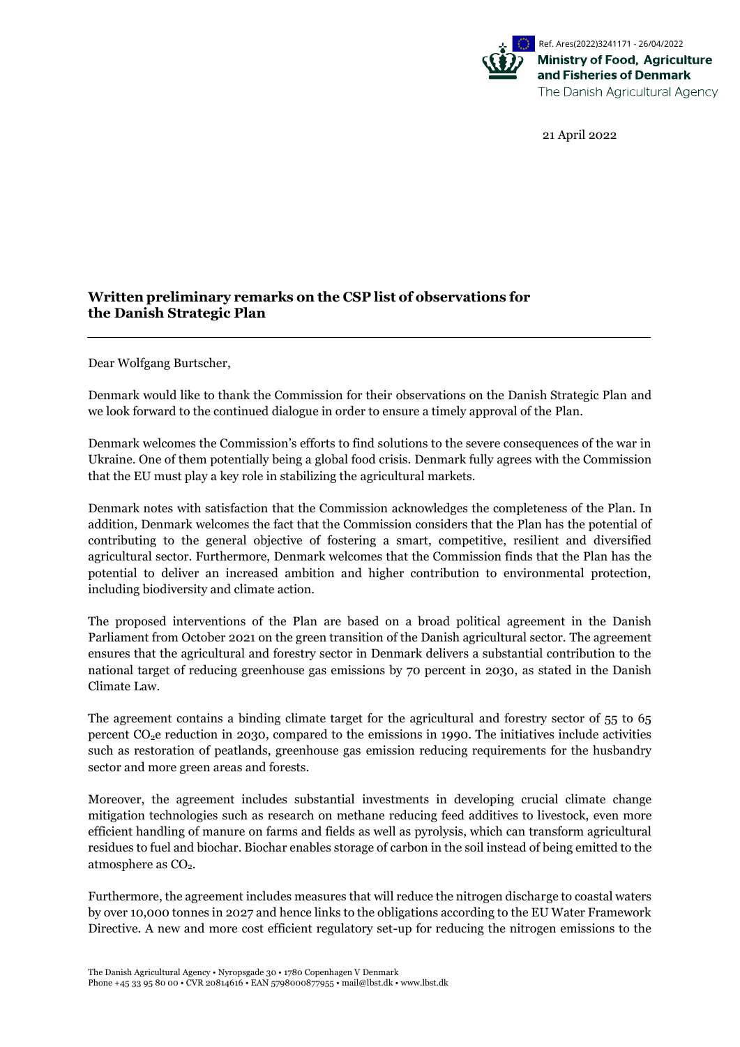Ref. Ares(2022)3241171 - 26/04/2022

**Ministry of Food, Agriculture and Fisheries of Denmark**
The Danish Agricultural Agency

21 April 2022

## Written preliminary remarks on the CSP list of observations for the Danish Strategic Plan

Dear Wolfgang Burtscher,

Denmark would like to thank the Commission for their observations on the Danish Strategic Plan and we look forward to the continued dialogue in order to ensure a timely approval of the Plan.

Denmark welcomes the Commission's efforts to find solutions to the severe consequences of the war in Ukraine. One of them potentially being a global food crisis. Denmark fully agrees with the Commission that the EU must play a key role in stabilizing the agricultural markets.

Denmark notes with satisfaction that the Commission acknowledges the completeness of the Plan. In addition, Denmark welcomes the fact that the Commission considers that the Plan has the potential of contributing to the general objective of fostering a smart, competitive, resilient and diversified agricultural sector. Furthermore, Denmark welcomes that the Commission finds that the Plan has the potential to deliver an increased ambition and higher contribution to environmental protection, including biodiversity and climate action.

The proposed interventions of the Plan are based on a broad political agreement in the Danish Parliament from October 2021 on the green transition of the Danish agricultural sector. The agreement ensures that the agricultural and forestry sector in Denmark delivers a substantial contribution to the national target of reducing greenhouse gas emissions by 70 percent in 2030, as stated in the Danish Climate Law.

The agreement contains a binding climate target for the agricultural and forestry sector of 55 to 65 percent $CO_2e$ reduction in 2030, compared to the emissions in 1990. The initiatives include activities such as restoration of peatlands, greenhouse gas emission reducing requirements for the husbandry sector and more green areas and forests.

Moreover, the agreement includes substantial investments in developing crucial climate change mitigation technologies such as research on methane reducing feed additives to livestock, even more efficient handling of manure on farms and fields as well as pyrolysis, which can transform agricultural residues to fuel and biochar. Biochar enables storage of carbon in the soil instead of being emitted to the atmosphere as $CO_2$.

Furthermore, the agreement includes measures that will reduce the nitrogen discharge to coastal waters by over 10,000 tonnes in 2027 and hence links to the obligations according to the EU Water Framework Directive. A new and more cost efficient regulatory set-up for reducing the nitrogen emissions to the

The Danish Agricultural Agency • Nyropsgade 30 • 1780 Copenhagen V Denmark
Phone +45 33 95 80 00 • CVR 20814616 • EAN 5798000877955 • mail@lbst.dk • www.lbst.dk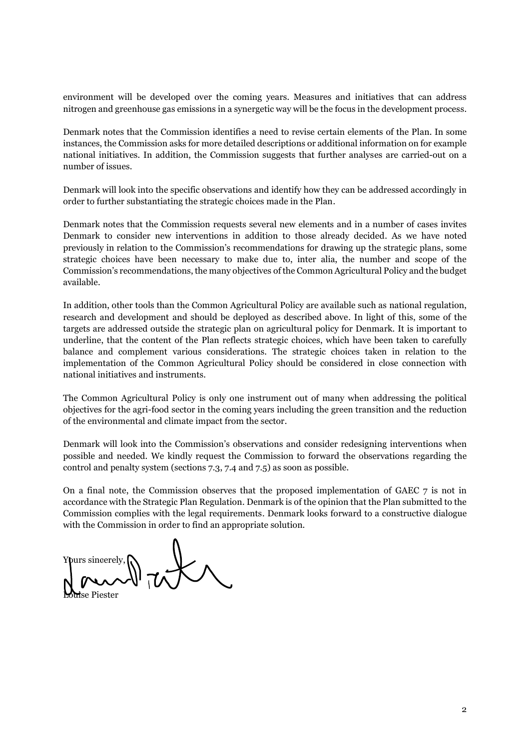environment will be developed over the coming years. Measures and initiatives that can address nitrogen and greenhouse gas emissions in a synergetic way will be the focus in the development process.

Denmark notes that the Commission identifies a need to revise certain elements of the Plan. In some instances, the Commission asks for more detailed descriptions or additional information on for example national initiatives. In addition, the Commission suggests that further analyses are carried-out on a number of issues.

Denmark will look into the specific observations and identify how they can be addressed accordingly in order to further substantiating the strategic choices made in the Plan.

Denmark notes that the Commission requests several new elements and in a number of cases invites Denmark to consider new interventions in addition to those already decided. As we have noted previously in relation to the Commission's recommendations for drawing up the strategic plans, some strategic choices have been necessary to make due to, inter alia, the number and scope of the Commission's recommendations, the many objectives of the Common Agricultural Policy and the budget available.

In addition, other tools than the Common Agricultural Policy are available such as national regulation, research and development and should be deployed as described above. In light of this, some of the targets are addressed outside the strategic plan on agricultural policy for Denmark. It is important to underline, that the content of the Plan reflects strategic choices, which have been taken to carefully balance and complement various considerations. The strategic choices taken in relation to the implementation of the Common Agricultural Policy should be considered in close connection with national initiatives and instruments.

The Common Agricultural Policy is only one instrument out of many when addressing the political objectives for the agri-food sector in the coming years including the green transition and the reduction of the environmental and climate impact from the sector.

Denmark will look into the Commission's observations and consider redesigning interventions when possible and needed. We kindly request the Commission to forward the observations regarding the control and penalty system (sections 7.3, 7.4 and 7.5) as soon as possible.

On a final note, the Commission observes that the proposed implementation of GAEC 7 is not in accordance with the Strategic Plan Regulation. Denmark is of the opinion that the Plan submitted to the Commission complies with the legal requirements. Denmark looks forward to a constructive dialogue with the Commission in order to find an appropriate solution.

Yours sincerely,

Louise Piester